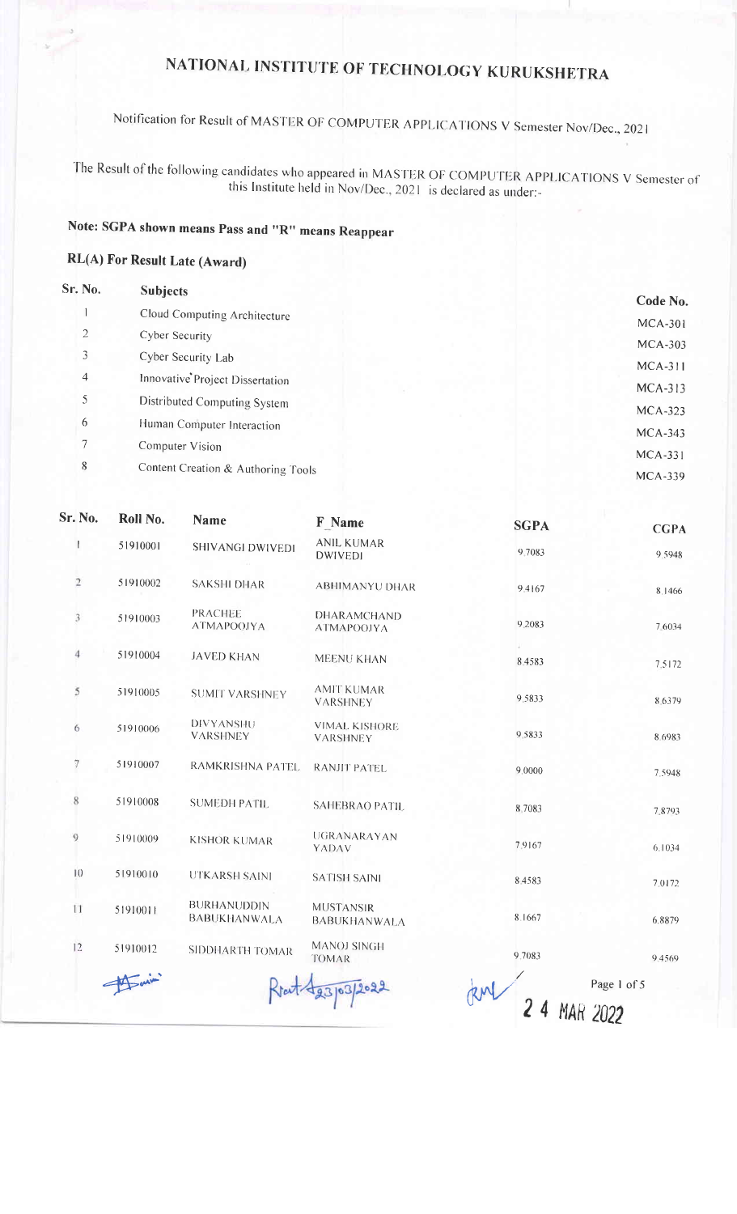# NATIONAL INSTITUTE OF TECHNOLOGY KURUKSHETRA

Notification for Result of MASTER OF COMPUTER APPLICATIONS V Semester Nov/Dec., 2021

The Result of the following candidates who appeared in MASTER OF COMPUTER APPLICATIONS V Semester of this Institute held in Nov/Dec., 2021 is declared as under:-

**Note: SGPA shown means Pass and "R" means Reappear**

**RL(A) For Result Late (Award)**

| Sr. No. | Subjects | Code No. |
|---|---|---|
| 1 | Cloud Computing Architecture | MCA-301 |
| 2 | Cyber Security | MCA-303 |
| 3 | Cyber Security Lab | MCA-311 |
| 4 | Innovative Project Dissertation | MCA-313 |
| 5 | Distributed Computing System | MCA-323 |
| 6 | Human Computer Interaction | MCA-343 |
| 7 | Computer Vision | MCA-331 |
| 8 | Content Creation & Authoring Tools | MCA-339 |

| Sr. No. | Roll No. | Name | F_Name | SGPA | CGPA |
|---|---|---|---|---|---|
| 1 | 51910001 | SHIVANGI DWIVEDI | ANIL KUMAR DWIVEDI | 9.7083 | 9.5948 |
| 2 | 51910002 | SAKSHI DHAR | ABHIMANYU DHAR | 9.4167 | 8.1466 |
| 3 | 51910003 | PRACHEE ATMAPOOJYA | DHARAMCHAND ATMAPOOJYA | 9.2083 | 7.6034 |
| 4 | 51910004 | JAVED KHAN | MEENU KHAN | 8.4583 | 7.5172 |
| 5 | 51910005 | SUMIT VARSHNEY | AMIT KUMAR VARSHNEY | 9.5833 | 8.6379 |
| 6 | 51910006 | DIVYANSHU VARSHNEY | VIMAL KISHORE VARSHNEY | 9.5833 | 8.6983 |
| 7 | 51910007 | RAMKRISHNA PATEL | RANJIT PATEL | 9.0000 | 7.5948 |
| 8 | 51910008 | SUMEDH PATIL | SAHEBRAO PATIL | 8.7083 | 7.8793 |
| 9 | 51910009 | KISHOR KUMAR | UGRANARAYAN YADAV | 7.9167 | 6.1034 |
| 10 | 51910010 | UTKARSH SAINI | SATISH SAINI | 8.4583 | 7.0172 |
| 11 | 51910011 | BURHANUDDIN BABUKHANWALA | MUSTANSIR BABUKHANWALA | 8.1667 | 6.8879 |
| 12 | 51910012 | SIDDHARTH TOMAR | MANOJ SINGH TOMAR | 9.7083 | 9.4569 |

Rout 23/03/2022

24 MAR 2022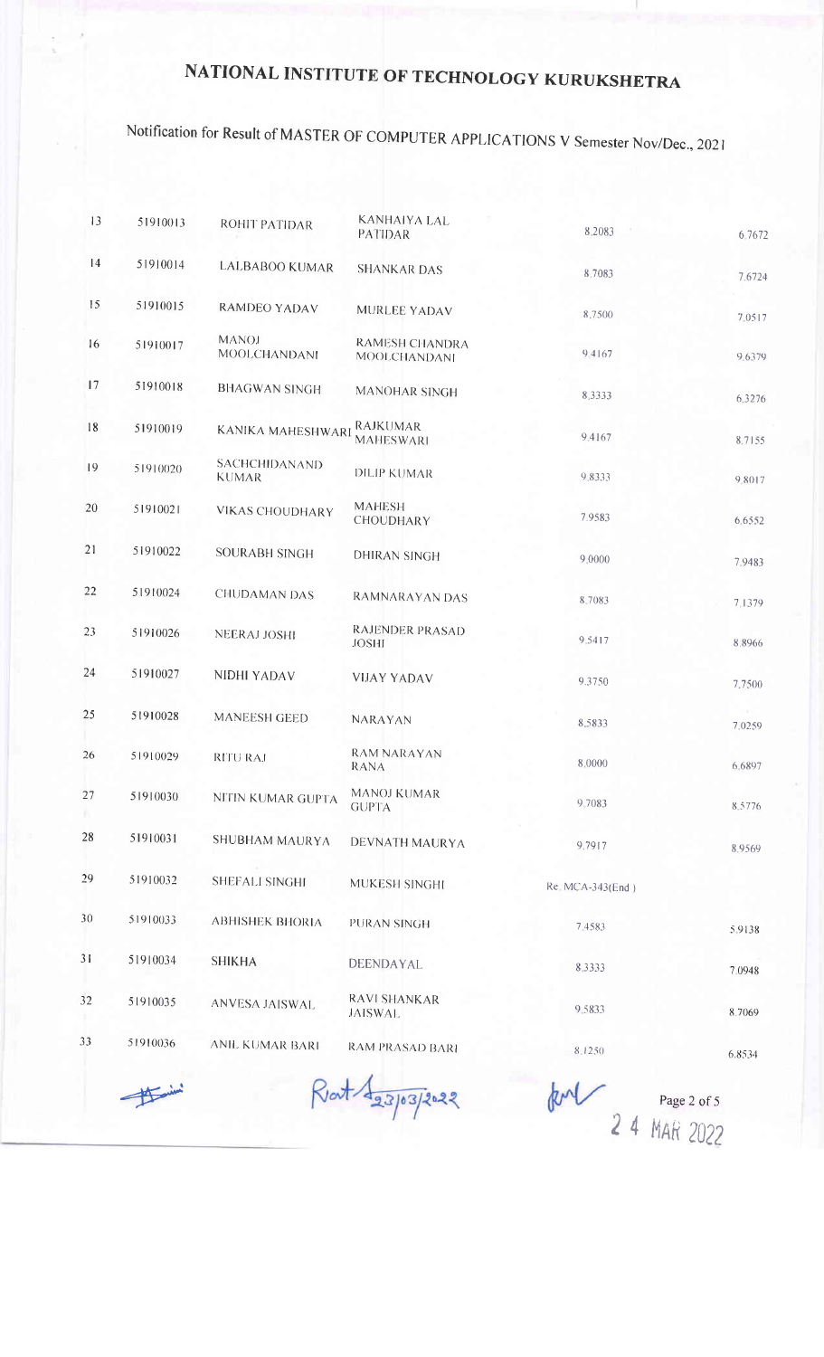# NATIONAL INSTITUTE OF TECHNOLOGY KURUKSHETRA

Notification for Result of MASTER OF COMPUTER APPLICATIONS V Semester Nov/Dec., 2021

| | | | | | |
|---|---|---|---|---|---|
| 13 | 51910013 | ROHIT PATIDAR | KANHAIYA LAL PATIDAR | 8.2083 | 6.7672 |
| 14 | 51910014 | LALBABOO KUMAR | SHANKAR DAS | 8.7083 | 7.6724 |
| 15 | 51910015 | RAMDEO YADAV | MURLEE YADAV | 8.7500 | 7.0517 |
| 16 | 51910017 | MANOJ MOOLCHANDANI | RAMESH CHANDRA MOOLCHANDANI | 9.4167 | 9.6379 |
| 17 | 51910018 | BHAGWAN SINGH | MANOHAR SINGH | 8.3333 | 6.3276 |
| 18 | 51910019 | KANIKA MAHESHWARI | RAJKUMAR MAHESWARI | 9.4167 | 8.7155 |
| 19 | 51910020 | SACHCHIDANAND KUMAR | DILIP KUMAR | 9.8333 | 9.8017 |
| 20 | 51910021 | VIKAS CHOUDHARY | MAHESH CHOUDHARY | 7.9583 | 6.6552 |
| 21 | 51910022 | SOURABH SINGH | DHIRAN SINGH | 9.0000 | 7.9483 |
| 22 | 51910024 | CHUDAMAN DAS | RAMNARAYAN DAS | 8.7083 | 7.1379 |
| 23 | 51910026 | NEERAJ JOSHI | RAJENDER PRASAD JOSHI | 9.5417 | 8.8966 |
| 24 | 51910027 | NIDHI YADAV | VIJAY YADAV | 9.3750 | 7.7500 |
| 25 | 51910028 | MANEESH GEED | NARAYAN | 8.5833 | 7.0259 |
| 26 | 51910029 | RITU RAJ | RAM NARAYAN RANA | 8.0000 | 6.6897 |
| 27 | 51910030 | NITIN KUMAR GUPTA | MANOJ KUMAR GUPTA | 9.7083 | 8.5776 |
| 28 | 51910031 | SHUBHAM MAURYA | DEVNATH MAURYA | 9.7917 | 8.9569 |
| 29 | 51910032 | SHEFALI SINGHI | MUKESH SINGHI | Re. MCA-343(End ) | |
| 30 | 51910033 | ABHISHEK BHORIA | PURAN SINGH | 7.4583 | 5.9138 |
| 31 | 51910034 | SHIKHA | DEENDAYAL | 8.3333 | 7.0948 |
| 32 | 51910035 | ANVESA JAISWAL | RAVI SHANKAR JAISWAL | 9.5833 | 8.7069 |
| 33 | 51910036 | ANIL KUMAR BARI | RAM PRASAD BARI | 8.1250 | 6.8534 |

Rort 23/03/2022

24 MAR 2022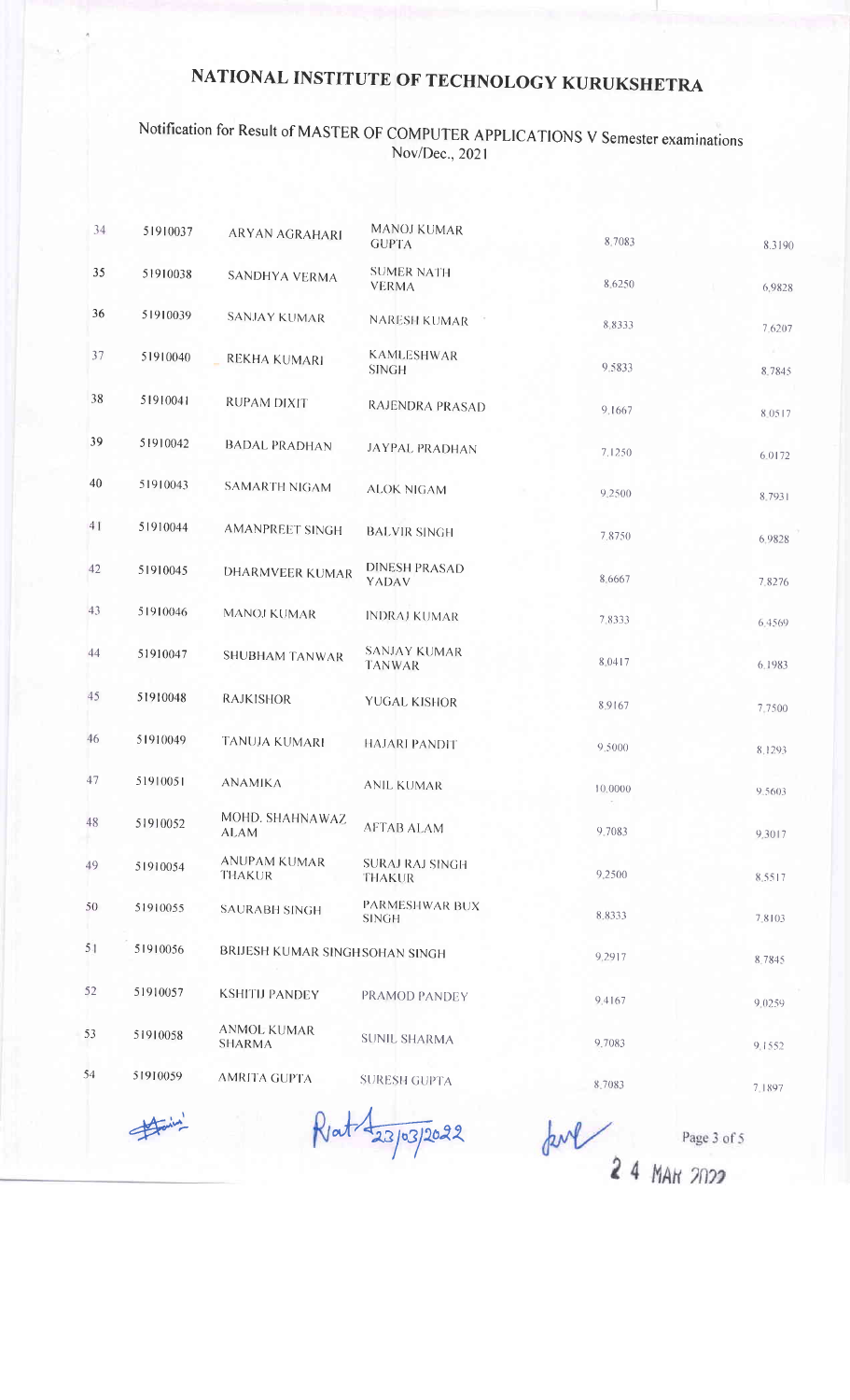# NATIONAL INSTITUTE OF TECHNOLOGY KURUKSHETRA

## Notification for Result of MASTER OF COMPUTER APPLICATIONS V Semester examinations Nov/Dec., 2021

| | | | | | |
|---|---|---|---|---|---|
| 34 | 51910037 | ARYAN AGRAHARI | MANOJ KUMAR GUPTA | 8.7083 | 8.3190 |
| 35 | 51910038 | SANDHYA VERMA | SUMER NATH VERMA | 8.6250 | 6.9828 |
| 36 | 51910039 | SANJAY KUMAR | NARESH KUMAR | 8.8333 | 7.6207 |
| 37 | 51910040 | REKHA KUMARI | KAMLESHWAR SINGH | 9.5833 | 8.7845 |
| 38 | 51910041 | RUPAM DIXIT | RAJENDRA PRASAD | 9.1667 | 8.0517 |
| 39 | 51910042 | BADAL PRADHAN | JAYPAL PRADHAN | 7.1250 | 6.0172 |
| 40 | 51910043 | SAMARTH NIGAM | ALOK NIGAM | 9.2500 | 8.7931 |
| 41 | 51910044 | AMANPREET SINGH | BALVIR SINGH | 7.8750 | 6.9828 |
| 42 | 51910045 | DHARMVEER KUMAR | DINESH PRASAD YADAV | 8.6667 | 7.8276 |
| 43 | 51910046 | MANOJ KUMAR | INDRAJ KUMAR | 7.8333 | 6.4569 |
| 44 | 51910047 | SHUBHAM TANWAR | SANJAY KUMAR TANWAR | 8.0417 | 6.1983 |
| 45 | 51910048 | RAJKISHOR | YUGAL KISHOR | 8.9167 | 7.7500 |
| 46 | 51910049 | TANUJA KUMARI | HAJARI PANDIT | 9.5000 | 8.1293 |
| 47 | 51910051 | ANAMIKA | ANIL KUMAR | 10.0000 | 9.5603 |
| 48 | 51910052 | MOHD. SHAHNAWAZ ALAM | AFTAB ALAM | 9.7083 | 9.3017 |
| 49 | 51910054 | ANUPAM KUMAR THAKUR | SURAJ RAJ SINGH THAKUR | 9.2500 | 8.5517 |
| 50 | 51910055 | SAURABH SINGH | PARMESHWAR BUX SINGH | 8.8333 | 7.8103 |
| 51 | 51910056 | BRIJESH KUMAR SINGH | SOHAN SINGH | 9.2917 | 8.7845 |
| 52 | 51910057 | KSHITIJ PANDEY | PRAMOD PANDEY | 9.4167 | 9.0259 |
| 53 | 51910058 | ANMOL KUMAR SHARMA | SUNIL SHARMA | 9.7083 | 9.1552 |
| 54 | 51910059 | AMRITA GUPTA | SURESH GUPTA | 8.7083 | 7.1897 |

Rat 23/03/2022

24 MAR 2022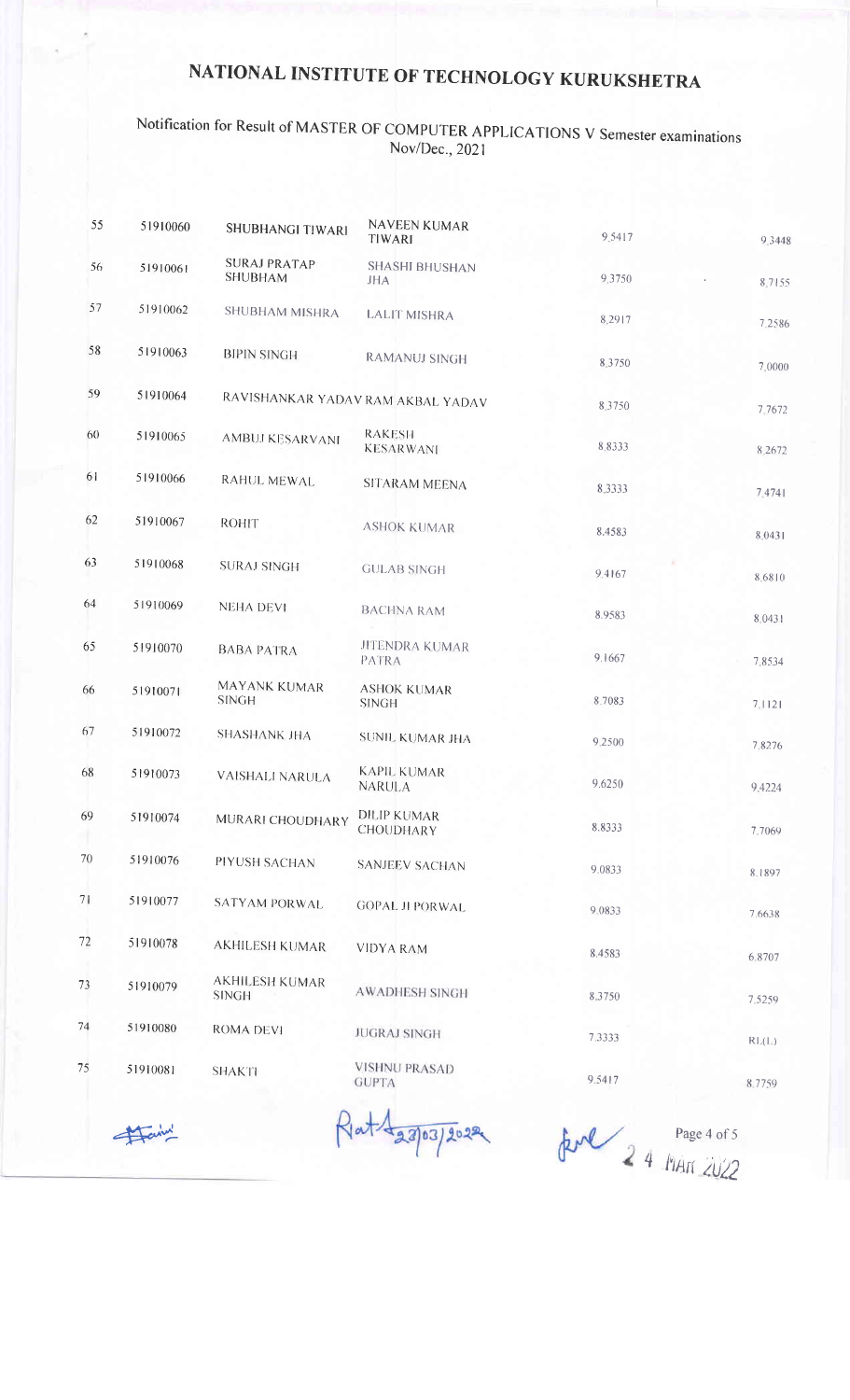# NATIONAL INSTITUTE OF TECHNOLOGY KURUKSHETRA

Notification for Result of MASTER OF COMPUTER APPLICATIONS V Semester examinations Nov/Dec., 2021

| | | | | | |
|---|---|---|---|---|---|
| 55 | 51910060 | SHUBHANGI TIWARI | NAVEEN KUMAR TIWARI | 9.5417 | 9.3448 |
| 56 | 51910061 | SURAJ PRATAP SHUBHAM | SHASHI BHUSHAN JHA | 9.3750 | 8.7155 |
| 57 | 51910062 | SHUBHAM MISHRA | LALIT MISHRA | 8.2917 | 7.2586 |
| 58 | 51910063 | BIPIN SINGH | RAMANUJ SINGH | 8.3750 | 7.0000 |
| 59 | 51910064 | RAVISHANKAR YADAV | RAM AKBAL YADAV | 8.3750 | 7.7672 |
| 60 | 51910065 | AMBUJ KESARVANI | RAKESH KESARWANI | 8.8333 | 8.2672 |
| 61 | 51910066 | RAHUL MEWAL | SITARAM MEENA | 8.3333 | 7.4741 |
| 62 | 51910067 | ROHIT | ASHOK KUMAR | 8.4583 | 8.0431 |
| 63 | 51910068 | SURAJ SINGH | GULAB SINGH | 9.4167 | 8.6810 |
| 64 | 51910069 | NEHA DEVI | BACHNA RAM | 8.9583 | 8.0431 |
| 65 | 51910070 | BABA PATRA | JITENDRA KUMAR PATRA | 9.1667 | 7.8534 |
| 66 | 51910071 | MAYANK KUMAR SINGH | ASHOK KUMAR SINGH | 8.7083 | 7.1121 |
| 67 | 51910072 | SHASHANK JHA | SUNIL KUMAR JHA | 9.2500 | 7.8276 |
| 68 | 51910073 | VAISHALI NARULA | KAPIL KUMAR NARULA | 9.6250 | 9.4224 |
| 69 | 51910074 | MURARI CHOUDHARY | DILIP KUMAR CHOUDHARY | 8.8333 | 7.7069 |
| 70 | 51910076 | PIYUSH SACHAN | SANJEEV SACHAN | 9.0833 | 8.1897 |
| 71 | 51910077 | SATYAM PORWAL | GOPAL JI PORWAL | 9.0833 | 7.6638 |
| 72 | 51910078 | AKHILESH KUMAR | VIDYA RAM | 8.4583 | 6.8707 |
| 73 | 51910079 | AKHILESH KUMAR SINGH | AWADHESH SINGH | 8.3750 | 7.5259 |
| 74 | 51910080 | ROMA DEVI | JUGRAJ SINGH | 7.3333 | RL(L) |
| 75 | 51910081 | SHAKTI | VISHNU PRASAD GUPTA | 9.5417 | 8.7759 |

23/03/2022

24 MAR 2022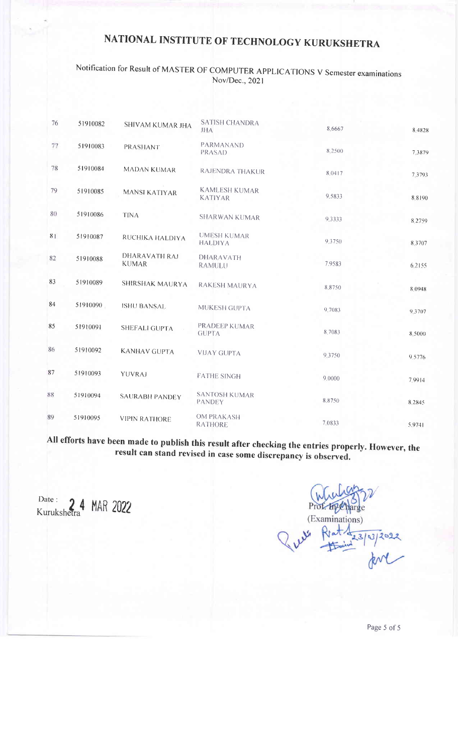# NATIONAL INSTITUTE OF TECHNOLOGY KURUKSHETRA

Notification for Result of MASTER OF COMPUTER APPLICATIONS V Semester examinations Nov/Dec., 2021

| | | | | | |
|---|---|---|---|---|---|
| 76 | 51910082 | SHIVAM KUMAR JHA | SATISH CHANDRA JHA | 8.6667 | 8.4828 |
| 77 | 51910083 | PRASHANT | PARMANAND PRASAD | 8.2500 | 7.3879 |
| 78 | 51910084 | MADAN KUMAR | RAJENDRA THAKUR | 8.0417 | 7.3793 |
| 79 | 51910085 | MANSI KATIYAR | KAMLESH KUMAR KATIYAR | 9.5833 | 8.8190 |
| 80 | 51910086 | TINA | SHARWAN KUMAR | 9.3333 | 8.2759 |
| 81 | 51910087 | RUCHIKA HALDIYA | UMESH KUMAR HALDIYA | 9.3750 | 8.3707 |
| 82 | 51910088 | DHARAVATH RAJ KUMAR | DHARAVATH RAMULU | 7.9583 | 6.2155 |
| 83 | 51910089 | SHIRSHAK MAURYA | RAKESH MAURYA | 8.8750 | 8.0948 |
| 84 | 51910090 | ISHU BANSAL | MUKESH GUPTA | 9.7083 | 9.3707 |
| 85 | 51910091 | SHEFALI GUPTA | PRADEEP KUMAR GUPTA | 8.7083 | 8.5000 |
| 86 | 51910092 | KANHAV GUPTA | VIJAY GUPTA | 9.3750 | 9.5776 |
| 87 | 51910093 | YUVRAJ | FATHE SINGH | 9.0000 | 7.9914 |
| 88 | 51910094 | SAURABH PANDEY | SANTOSH KUMAR PANDEY | 8.8750 | 8.2845 |
| 89 | 51910095 | VIPIN RATHORE | OM PRAKASH RATHORE | 7.0833 | 5.9741 |

**All efforts have been made to publish this result after checking the entries properly. However, the result can stand revised in case some discrepancy is observed.**

Date : 24 MAR 2022
Kurukshetra

Prof. In-Charge
(Examinations)